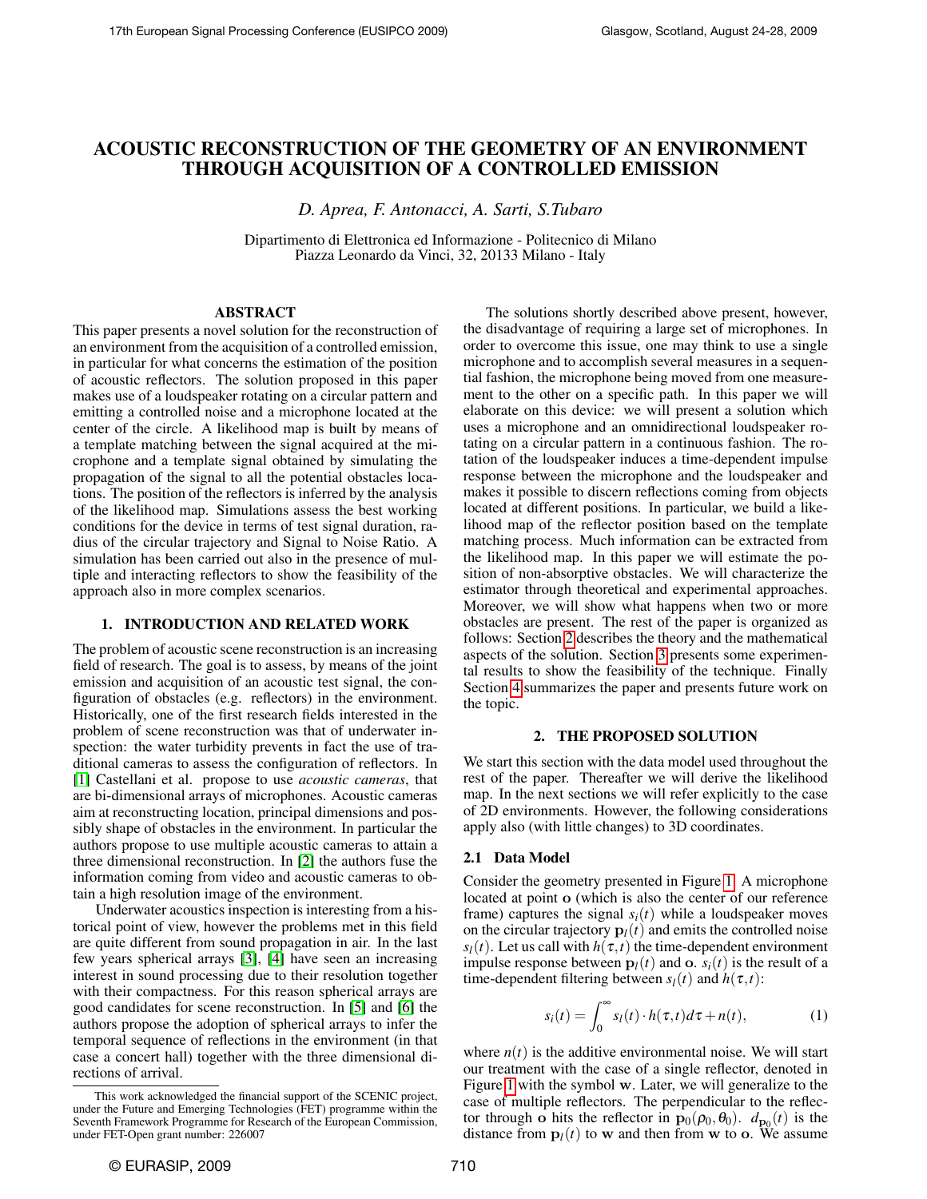# ACOUSTIC RECONSTRUCTION OF THE GEOMETRY OF AN ENVIRONMENT THROUGH ACQUISITION OF A CONTROLLED EMISSION

*D. Aprea, F. Antonacci, A. Sarti, S.Tubaro*

Dipartimento di Elettronica ed Informazione - Politecnico di Milano
Piazza Leonardo da Vinci, 32, 20133 Milano - Italy

## ABSTRACT

This paper presents a novel solution for the reconstruction of an environment from the acquisition of a controlled emission, in particular for what concerns the estimation of the position of acoustic reflectors. The solution proposed in this paper makes use of a loudspeaker rotating on a circular pattern and emitting a controlled noise and a microphone located at the center of the circle. A likelihood map is built by means of a template matching between the signal acquired at the microphone and a template signal obtained by simulating the propagation of the signal to all the potential obstacles locations. The position of the reflectors is inferred by the analysis of the likelihood map. Simulations assess the best working conditions for the device in terms of test signal duration, radius of the circular trajectory and Signal to Noise Ratio. A simulation has been carried out also in the presence of multiple and interacting reflectors to show the feasibility of the approach also in more complex scenarios.

## 1. INTRODUCTION AND RELATED WORK

The problem of acoustic scene reconstruction is an increasing field of research. The goal is to assess, by means of the joint emission and acquisition of an acoustic test signal, the configuration of obstacles (e.g. reflectors) in the environment. Historically, one of the first research fields interested in the problem of scene reconstruction was that of underwater inspection: the water turbidity prevents in fact the use of traditional cameras to assess the configuration of reflectors. In [1] Castellani et al. propose to use *acoustic cameras*, that are bi-dimensional arrays of microphones. Acoustic cameras aim at reconstructing location, principal dimensions and possibly shape of obstacles in the environment. In particular the authors propose to use multiple acoustic cameras to attain a three dimensional reconstruction. In [2] the authors fuse the information coming from video and acoustic cameras to obtain a high resolution image of the environment.

Underwater acoustics inspection is interesting from a historical point of view, however the problems met in this field are quite different from sound propagation in air. In the last few years spherical arrays [3], [4] have seen an increasing interest in sound processing due to their resolution together with their compactness. For this reason spherical arrays are good candidates for scene reconstruction. In [5] and [6] the authors propose the adoption of spherical arrays to infer the temporal sequence of reflections in the environment (in that case a concert hall) together with the three dimensional directions of arrival.

The solutions shortly described above present, however, the disadvantage of requiring a large set of microphones. In order to overcome this issue, one may think to use a single microphone and to accomplish several measures in a sequential fashion, the microphone being moved from one measurement to the other on a specific path. In this paper we will elaborate on this device: we will present a solution which uses a microphone and an omnidirectional loudspeaker rotating on a circular pattern in a continuous fashion. The rotation of the loudspeaker induces a time-dependent impulse response between the microphone and the loudspeaker and makes it possible to discern reflections coming from objects located at different positions. In particular, we build a likelihood map of the reflector position based on the template matching process. Much information can be extracted from the likelihood map. In this paper we will estimate the position of non-absorptive obstacles. We will characterize the estimator through theoretical and experimental approaches. Moreover, we will show what happens when two or more obstacles are present. The rest of the paper is organized as follows: Section 2 describes the theory and the mathematical aspects of the solution. Section 3 presents some experimental results to show the feasibility of the technique. Finally Section 4 summarizes the paper and presents future work on the topic.

## 2. THE PROPOSED SOLUTION

We start this section with the data model used throughout the rest of the paper. Thereafter we will derive the likelihood map. In the next sections we will refer explicitly to the case of 2D environments. However, the following considerations apply also (with little changes) to 3D coordinates.

### 2.1 Data Model

Consider the geometry presented in Figure 1. A microphone located at point $\mathbf{o}$ (which is also the center of our reference frame) captures the signal $s_i(t)$ while a loudspeaker moves on the circular trajectory $\mathbf{p}_l(t)$ and emits the controlled noise $s_l(t)$. Let us call with $h(\tau,t)$ the time-dependent environment impulse response between $\mathbf{p}_l(t)$ and $\mathbf{o}$. $s_i(t)$ is the result of a time-dependent filtering between $s_l(t)$ and $h(\tau,t)$:

$$s_i(t) = \int_0^\infty s_l(t) \cdot h(\tau,t) d\tau + n(t), \qquad (1)$$

where $n(t)$ is the additive environmental noise. We will start our treatment with the case of a single reflector, denoted in Figure 1 with the symbol $\mathbf{w}$. Later, we will generalize to the case of multiple reflectors. The perpendicular to the reflector through $\mathbf{o}$ hits the reflector in $\mathbf{p}_0(\rho_0,\theta_0)$. $d_{\mathbf{p}_0}(t)$ is the distance from $\mathbf{p}_l(t)$ to $\mathbf{w}$ and then from $\mathbf{w}$ to $\mathbf{o}$. We assume

---

This work acknowledged the financial support of the SCENIC project, under the Future and Emerging Technologies (FET) programme within the Seventh Framework Programme for Research of the European Commission, under FET-Open grant number: 226007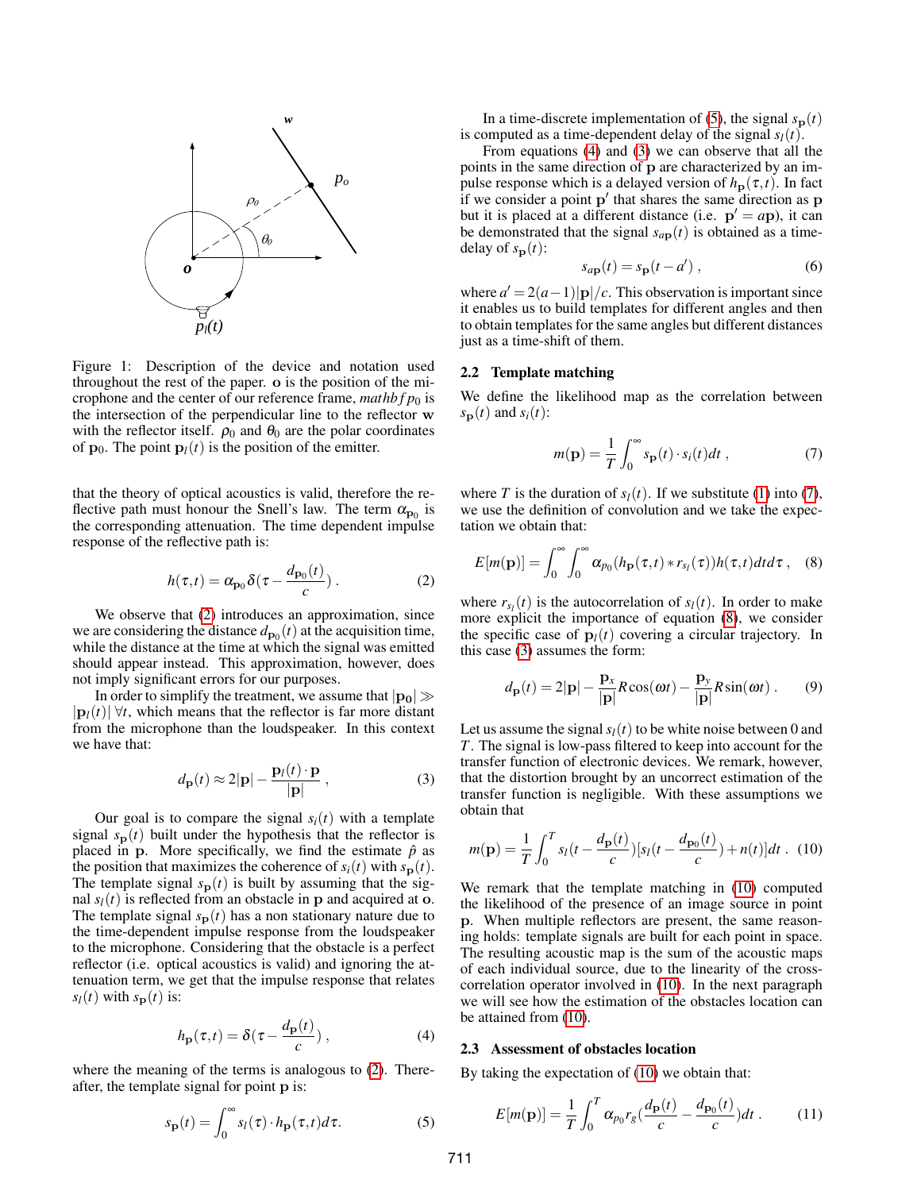Figure 1: Description of the device and notation used throughout the rest of the paper. $\mathbf{o}$ is the position of the microphone and the center of our reference frame, $mathbf p_0$ is the intersection of the perpendicular line to the reflector $\mathbf{w}$ with the reflector itself. $\rho_0$ and $\theta_0$ are the polar coordinates of $\mathbf{p}_0$. The point $\mathbf{p}_l(t)$ is the position of the emitter.

that the theory of optical acoustics is valid, therefore the reflective path must honour the Snell's law. The term $\alpha_{\mathbf{p}_0}$ is the corresponding attenuation. The time dependent impulse response of the reflective path is:

$$h(\tau,t) = \alpha_{\mathbf{p}_0}\delta(\tau - \frac{d_{\mathbf{p}_0}(t)}{c}) . \quad (2)$$

We observe that (2) introduces an approximation, since we are considering the distance $d_{\mathbf{p}_0}(t)$ at the acquisition time, while the distance at the time at which the signal was emitted should appear instead. This approximation, however, does not imply significant errors for our purposes.

In order to simplify the treatment, we assume that $|\mathbf{p}_0| \gg |\mathbf{p}_l(t)|\ \forall t$, which means that the reflector is far more distant from the microphone than the loudspeaker. In this context we have that:

$$d_{\mathbf{p}}(t) \approx 2|\mathbf{p}| - \frac{\mathbf{p}_l(t)\cdot\mathbf{p}}{|\mathbf{p}|} , \quad (3)$$

Our goal is to compare the signal $s_i(t)$ with a template signal $s_{\mathbf{p}}(t)$ built under the hypothesis that the reflector is placed in $\mathbf{p}$. More specifically, we find the estimate $\hat{p}$ as the position that maximizes the coherence of $s_i(t)$ with $s_{\mathbf{p}}(t)$. The template signal $s_{\mathbf{p}}(t)$ is built by assuming that the signal $s_l(t)$ is reflected from an obstacle in $\mathbf{p}$ and acquired at $\mathbf{o}$. The template signal $s_{\mathbf{p}}(t)$ has a non stationary nature due to the time-dependent impulse response from the loudspeaker to the microphone. Considering that the obstacle is a perfect reflector (i.e. optical acoustics is valid) and ignoring the attenuation term, we get that the impulse response that relates $s_l(t)$ with $s_{\mathbf{p}}(t)$ is:

$$h_{\mathbf{p}}(\tau,t) = \delta(\tau - \frac{d_{\mathbf{p}}(t)}{c}) , \quad (4)$$

where the meaning of the terms is analogous to (2). Thereafter, the template signal for point $\mathbf{p}$ is:

$$s_{\mathbf{p}}(t) = \int_0^\infty s_l(\tau)\cdot h_{\mathbf{p}}(\tau,t)d\tau. \quad (5)$$

In a time-discrete implementation of (5), the signal $s_{\mathbf{p}}(t)$ is computed as a time-dependent delay of the signal $s_l(t)$.

From equations (4) and (3) we can observe that all the points in the same direction of $\mathbf{p}$ are characterized by an impulse response which is a delayed version of $h_{\mathbf{p}}(\tau,t)$. In fact if we consider a point $\mathbf{p}'$ that shares the same direction as $\mathbf{p}$ but it is placed at a different distance (i.e. $\mathbf{p}' = a\mathbf{p}$), it can be demonstrated that the signal $s_{a\mathbf{p}}(t)$ is obtained as a time-delay of $s_{\mathbf{p}}(t)$:

$$s_{a\mathbf{p}}(t) = s_{\mathbf{p}}(t - a') , \quad (6)$$

where $a' = 2(a-1)|\mathbf{p}|/c$. This observation is important since it enables us to build templates for different angles and then to obtain templates for the same angles but different distances just as a time-shift of them.

### 2.2 Template matching

We define the likelihood map as the correlation between $s_{\mathbf{p}}(t)$ and $s_i(t)$:

$$m(\mathbf{p}) = \frac{1}{T}\int_0^\infty s_{\mathbf{p}}(t)\cdot s_i(t)dt , \quad (7)$$

where $T$ is the duration of $s_l(t)$. If we substitute (1) into (7), we use the definition of convolution and we take the expectation we obtain that:

$$E[m(\mathbf{p})] = \int_0^\infty\int_0^\infty \alpha_{p_0}(h_{\mathbf{p}}(\tau,t) * r_{s_l}(\tau))h(\tau,t)dtd\tau , \quad (8)$$

where $r_{s_l}(t)$ is the autocorrelation of $s_l(t)$. In order to make more explicit the importance of equation (8), we consider the specific case of $\mathbf{p}_l(t)$ covering a circular trajectory. In this case (3) assumes the form:

$$d_{\mathbf{p}}(t) = 2|\mathbf{p}| - \frac{\mathbf{p}_x}{|\mathbf{p}|}R\cos(\omega t) - \frac{\mathbf{p}_y}{|\mathbf{p}|}R\sin(\omega t) . \quad (9)$$

Let us assume the signal $s_l(t)$ to be white noise between 0 and $T$. The signal is low-pass filtered to keep into account for the transfer function of electronic devices. We remark, however, that the distortion brought by an uncorrect estimation of the transfer function is negligible. With these assumptions we obtain that

$$m(\mathbf{p}) = \frac{1}{T}\int_0^T s_l(t - \frac{d_{\mathbf{p}}(t)}{c})[s_l(t - \frac{d_{\mathbf{p}_0}(t)}{c}) + n(t)]dt . \quad (10)$$

We remark that the template matching in (10) computed the likelihood of the presence of an image source in point $\mathbf{p}$. When multiple reflectors are present, the same reasoning holds: template signals are built for each point in space. The resulting acoustic map is the sum of the acoustic maps of each individual source, due to the linearity of the cross-correlation operator involved in (10). In the next paragraph we will see how the estimation of the obstacles location can be attained from (10).

### 2.3 Assessment of obstacles location

By taking the expectation of (10) we obtain that:

$$E[m(\mathbf{p})] = \frac{1}{T}\int_0^T \alpha_{p_0} r_g(\frac{d_{\mathbf{p}}(t)}{c} - \frac{d_{\mathbf{p}_0}(t)}{c})dt . \quad (11)$$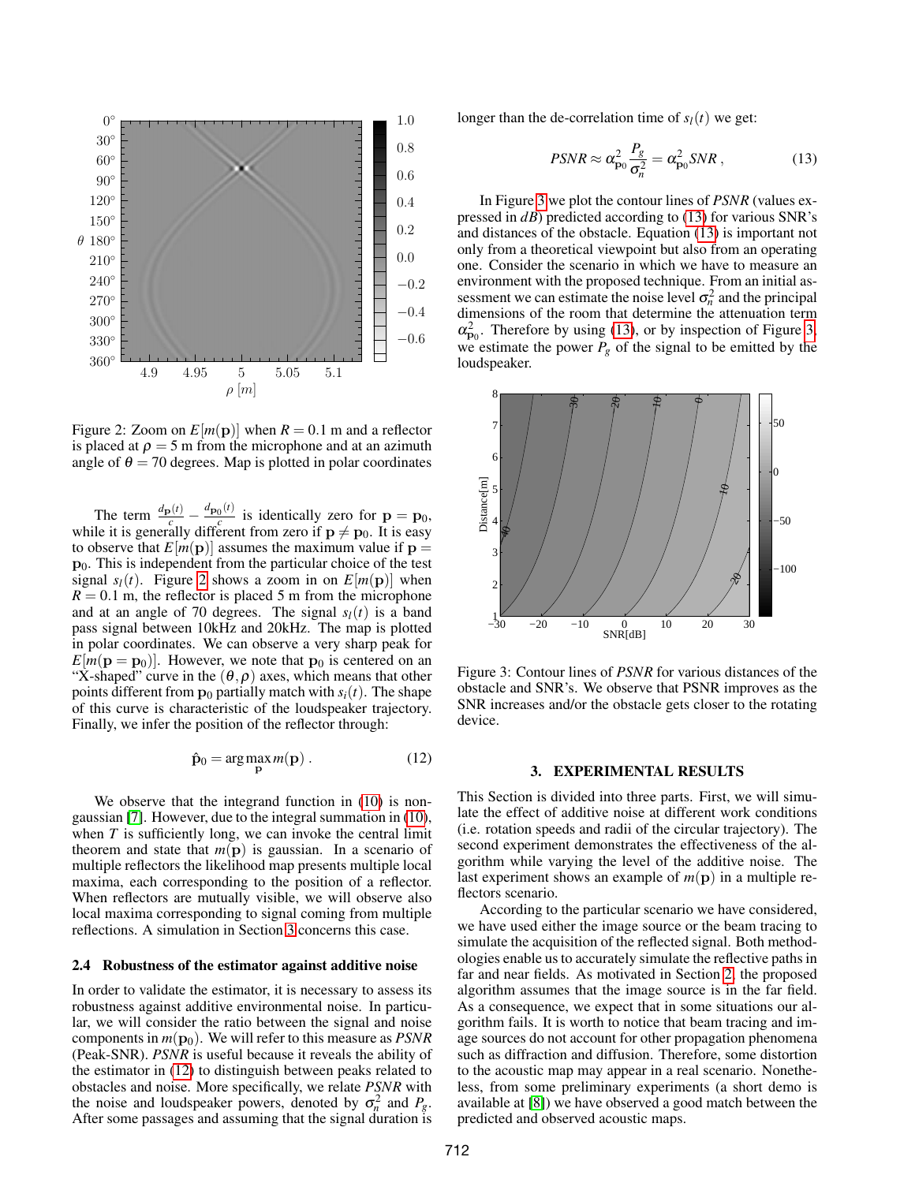Figure 2: Zoom on $E[m(\mathbf{p})]$ when $R = 0.1$ m and a reflector is placed at $\rho = 5$ m from the microphone and at an azimuth angle of $\theta = 70$ degrees. Map is plotted in polar coordinates

The term $\frac{d_{\mathbf{p}}(t)}{c} - \frac{d_{\mathbf{p}_0}(t)}{c}$ is identically zero for $\mathbf{p} = \mathbf{p}_0$, while it is generally different from zero if $\mathbf{p} \neq \mathbf{p}_0$. It is easy to observe that $E[m(\mathbf{p})]$ assumes the maximum value if $\mathbf{p} = \mathbf{p}_0$. This is independent from the particular choice of the test signal $s_l(t)$. Figure 2 shows a zoom in on $E[m(\mathbf{p})]$ when $R = 0.1$ m, the reflector is placed 5 m from the microphone and at an angle of 70 degrees. The signal $s_l(t)$ is a band pass signal between 10kHz and 20kHz. The map is plotted in polar coordinates. We can observe a very sharp peak for $E[m(\mathbf{p} = \mathbf{p}_0)]$. However, we note that $\mathbf{p}_0$ is centered on an "X-shaped" curve in the $(\theta, \rho)$ axes, which means that other points different from $\mathbf{p}_0$ partially match with $s_l(t)$. The shape of this curve is characteristic of the loudspeaker trajectory. Finally, we infer the position of the reflector through:

$$\hat{\mathbf{p}}_0 = \arg\max_{\mathbf{p}} m(\mathbf{p}) \, . \tag{12}$$

We observe that the integrand function in (10) is non-gaussian [7]. However, due to the integral summation in (10), when $T$ is sufficiently long, we can invoke the central limit theorem and state that $m(\mathbf{p})$ is gaussian. In a scenario of multiple reflectors the likelihood map presents multiple local maxima, each corresponding to the position of a reflector. When reflectors are mutually visible, we will observe also local maxima corresponding to signal coming from multiple reflections. A simulation in Section 3 concerns this case.

### 2.4 Robustness of the estimator against additive noise

In order to validate the estimator, it is necessary to assess its robustness against additive environmental noise. In particular, we will consider the ratio between the signal and noise components in $m(\mathbf{p}_0)$. We will refer to this measure as *PSNR* (Peak-SNR). *PSNR* is useful because it reveals the ability of the estimator in (12) to distinguish between peaks related to obstacles and noise. More specifically, we relate *PSNR* with the noise and loudspeaker powers, denoted by $\sigma_n^2$ and $P_g$. After some passages and assuming that the signal duration is longer than the de-correlation time of $s_l(t)$ we get:

$$PSNR \approx \alpha_{\mathbf{p}_0}^2 \frac{P_g}{\sigma_n^2} = \alpha_{\mathbf{p}_0}^2 SNR \, , \tag{13}$$

In Figure 3 we plot the contour lines of *PSNR* (values expressed in *dB*) predicted according to (13) for various SNR's and distances of the obstacle. Equation (13) is important not only from a theoretical viewpoint but also from an operating one. Consider the scenario in which we have to measure an environment with the proposed technique. From an initial assessment we can estimate the noise level $\sigma_n^2$ and the principal dimensions of the room that determine the attenuation term $\alpha_{\mathbf{p}_0}^2$. Therefore by using (13), or by inspection of Figure 3, we estimate the power $P_g$ of the signal to be emitted by the loudspeaker.

Figure 3: Contour lines of *PSNR* for various distances of the obstacle and SNR's. We observe that PSNR improves as the SNR increases and/or the obstacle gets closer to the rotating device.

## 3. EXPERIMENTAL RESULTS

This Section is divided into three parts. First, we will simulate the effect of additive noise at different work conditions (i.e. rotation speeds and radii of the circular trajectory). The second experiment demonstrates the effectiveness of the algorithm while varying the level of the additive noise. The last experiment shows an example of $m(\mathbf{p})$ in a multiple reflectors scenario.

According to the particular scenario we have considered, we have used either the image source or the beam tracing to simulate the acquisition of the reflected signal. Both methodologies enable us to accurately simulate the reflective paths in far and near fields. As motivated in Section 2, the proposed algorithm assumes that the image source is in the far field. As a consequence, we expect that in some situations our algorithm fails. It is worth to notice that beam tracing and image sources do not account for other propagation phenomena such as diffraction and diffusion. Therefore, some distortion to the acoustic map may appear in a real scenario. Nonetheless, from some preliminary experiments (a short demo is available at [8]) we have observed a good match between the predicted and observed acoustic maps.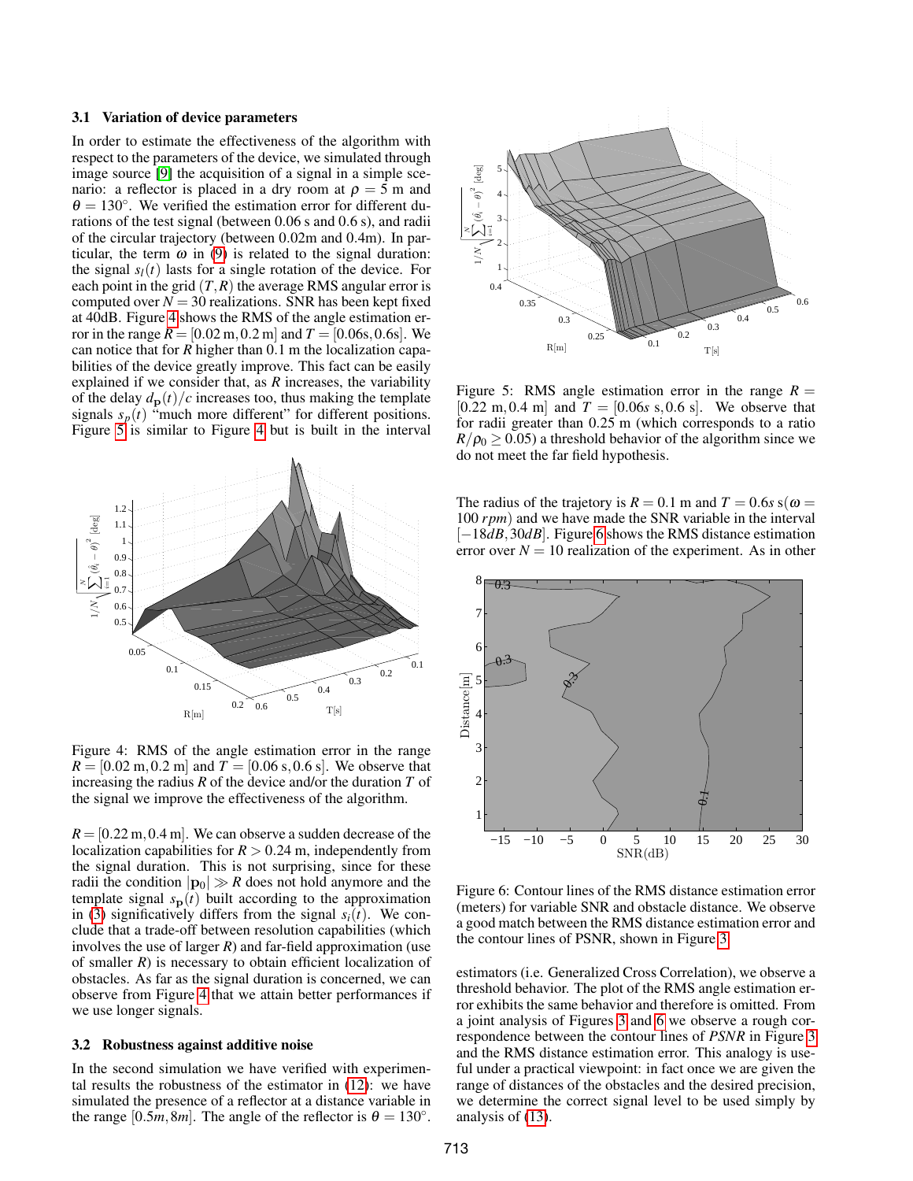### 3.1 Variation of device parameters

In order to estimate the effectiveness of the algorithm with respect to the parameters of the device, we simulated through image source [9] the acquisition of a signal in a simple scenario: a reflector is placed in a dry room at $\rho = 5$ m and $\theta = 130°$. We verified the estimation error for different durations of the test signal (between 0.06 s and 0.6 s), and radii of the circular trajectory (between 0.02m and 0.4m). In particular, the term $\omega$ in (9) is related to the signal duration: the signal $s_l(t)$ lasts for a single rotation of the device. For each point in the grid $(T, R)$ the average RMS angular error is computed over $N = 30$ realizations. SNR has been kept fixed at 40dB. Figure 4 shows the RMS of the angle estimation error in the range $R = [0.02\,\text{m}, 0.2\,\text{m}]$ and $T = [0.06\text{s}, 0.6\text{s}]$. We can notice that for $R$ higher than 0.1 m the localization capabilities of the device greatly improve. This fact can be easily explained if we consider that, as $R$ increases, the variability of the delay $d_{\mathbf{p}}(t)/c$ increases too, thus making the template signals $s_p(t)$ "much more different" for different positions. Figure 5 is similar to Figure 4 but is built in the interval $R = [0.22\,\text{m}, 0.4\,\text{m}]$. We can observe a sudden decrease of the localization capabilities for $R > 0.24$ m, independently from the signal duration. This is not surprising, since for these radii the condition $|\mathbf{p}_0| \gg R$ does not hold anymore and the template signal $s_{\mathbf{p}}(t)$ built according to the approximation in (3) significatively differs from the signal $s_i(t)$. We conclude that a trade-off between resolution capabilities (which involves the use of larger $R$) and far-field approximation (use of smaller $R$) is necessary to obtain efficient localization of obstacles. As far as the signal duration is concerned, we can observe from Figure 4 that we attain better performances if we use longer signals.

Figure 4: RMS of the angle estimation error in the range $R = [0.02\,\text{m}, 0.2\,\text{m}]$ and $T = [0.06\,\text{s}, 0.6\,\text{s}]$. We observe that increasing the radius $R$ of the device and/or the duration $T$ of the signal we improve the effectiveness of the algorithm.

Figure 5: RMS angle estimation error in the range $R = [0.22\,\text{m}, 0.4\,\text{m}]$ and $T = [0.06s\,\text{s}, 0.6\,\text{s}]$. We observe that for radii greater than 0.25 m (which corresponds to a ratio $R/\rho_0 \geq 0.05$) a threshold behavior of the algorithm since we do not meet the far field hypothesis.

### 3.2 Robustness against additive noise

In the second simulation we have verified with experimental results the robustness of the estimator in (12): we have simulated the presence of a reflector at a distance variable in the range $[0.5m, 8m]$. The angle of the reflector is $\theta = 130°$. The radius of the trajetory is $R = 0.1$ m and $T = 0.6s$ s($\omega = 100\,rpm$) and we have made the SNR variable in the interval $[-18dB, 30dB]$. Figure 6 shows the RMS distance estimation error over $N = 10$ realization of the experiment. As in other estimators (i.e. Generalized Cross Correlation), we observe a threshold behavior. The plot of the RMS angle estimation error exhibits the same behavior and therefore is omitted. From a joint analysis of Figures 3 and 6 we observe a rough correspondence between the contour lines of $PSNR$ in Figure 3 and the RMS distance estimation error. This analogy is useful under a practical viewpoint: in fact once we are given the range of distances of the obstacles and the desired precision, we determine the correct signal level to be used simply by analysis of (13).

Figure 6: Contour lines of the RMS distance estimation error (meters) for variable SNR and obstacle distance. We observe a good match between the RMS distance estimation error and the contour lines of PSNR, shown in Figure 3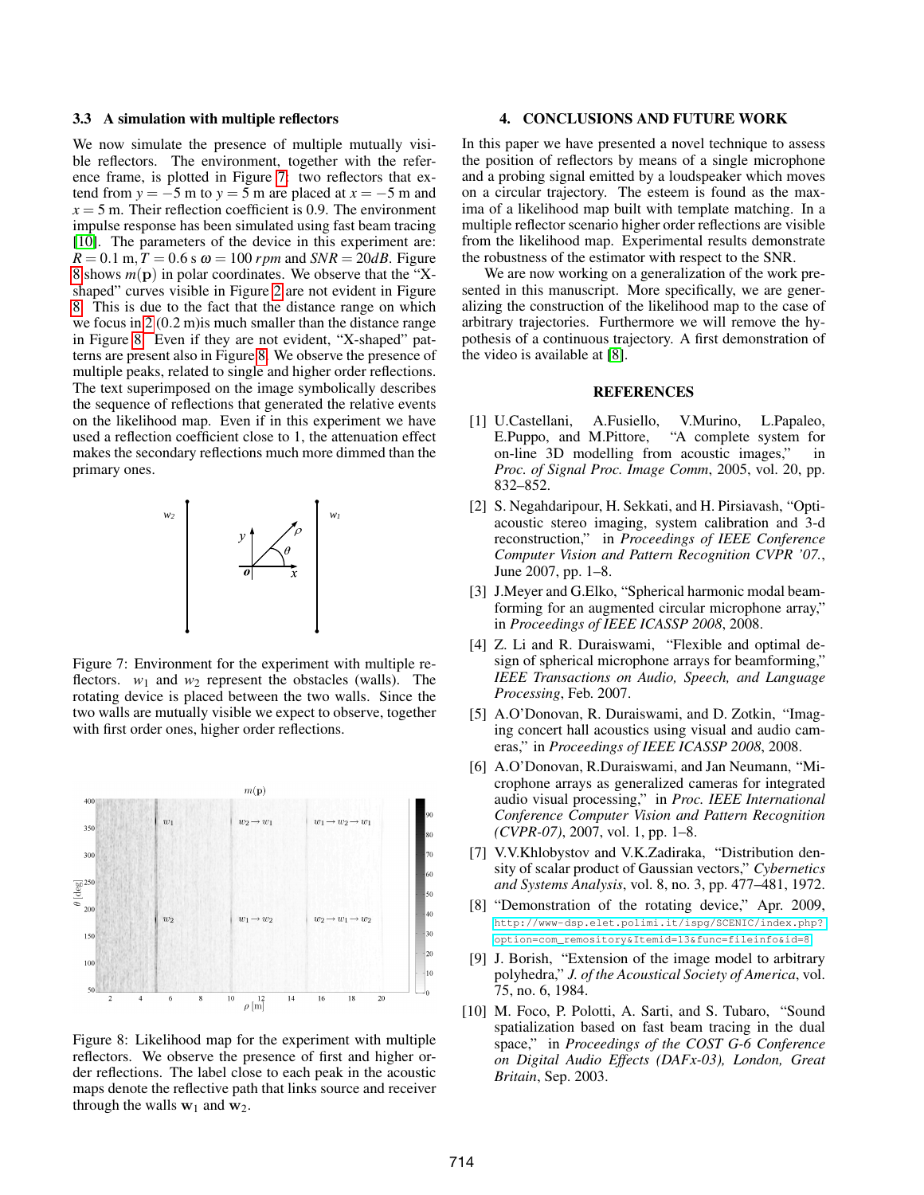### 3.3 A simulation with multiple reflectors

We now simulate the presence of multiple mutually visible reflectors. The environment, together with the reference frame, is plotted in Figure 7: two reflectors that extend from $y = -5$ m to $y = 5$ m are placed at $x = -5$ m and $x = 5$ m. Their reflection coefficient is 0.9. The environment impulse response has been simulated using fast beam tracing [10]. The parameters of the device in this experiment are: $R = 0.1$ m, $T = 0.6$ s $\omega = 100\,rpm$ and $SNR = 20dB$. Figure 8 shows $m(\mathbf{p})$ in polar coordinates. We observe that the "X-shaped" curves visible in Figure 2 are not evident in Figure 8. This is due to the fact that the distance range on which we focus in 2 (0.2 m)is much smaller than the distance range in Figure 8. Even if they are not evident, "X-shaped" patterns are present also in Figure 8. We observe the presence of multiple peaks, related to single and higher order reflections. The text superimposed on the image symbolically describes the sequence of reflections that generated the relative events on the likelihood map. Even if in this experiment we have used a reflection coefficient close to 1, the attenuation effect makes the secondary reflections much more dimmed than the primary ones.

$w_2$ $w_1$ $y$ $\rho$ $\theta$ $o$ $x$

Figure 7: Environment for the experiment with multiple reflectors. $w_1$ and $w_2$ represent the obstacles (walls). The rotating device is placed between the two walls. Since the two walls are mutually visible we expect to observe, together with first order ones, higher order reflections.

$m(\mathbf{p})$

$w_1$ $w_2 \to w_1$ $w_1 \to w_2 \to w_1$

$w_2$ $w_1 \to w_2$ $w_2 \to w_1 \to w_2$

$\theta$ [deg]: 400, 350, 300, 250, 200, 150, 100, 50

$\rho$ [m]: 2, 4, 6, 8, 10, 12, 14, 16, 18, 20

90, 80, 70, 60, 50, 40, 30, 20, 10, 0

Figure 8: Likelihood map for the experiment with multiple reflectors. We observe the presence of first and higher order reflections. The label close to each peak in the acoustic maps denote the reflective path that links source and receiver through the walls $\mathbf{w}_1$ and $\mathbf{w}_2$.

## 4. CONCLUSIONS AND FUTURE WORK

In this paper we have presented a novel technique to assess the position of reflectors by means of a single microphone and a probing signal emitted by a loudspeaker which moves on a circular trajectory. The esteem is found as the maxima of a likelihood map built with template matching. In a multiple reflector scenario higher order reflections are visible from the likelihood map. Experimental results demonstrate the robustness of the estimator with respect to the SNR.

We are now working on a generalization of the work presented in this manuscript. More specifically, we are generalizing the construction of the likelihood map to the case of arbitrary trajectories. Furthermore we will remove the hypothesis of a continuous trajectory. A first demonstration of the video is available at [8].

## REFERENCES

[1] U.Castellani, A.Fusiello, V.Murino, L.Papaleo, E.Puppo, and M.Pittore, "A complete system for on-line 3D modelling from acoustic images," in *Proc. of Signal Proc. Image Comm*, 2005, vol. 20, pp. 832–852.

[2] S. Negahdaripour, H. Sekkati, and H. Pirsiavash, "Opti-acoustic stereo imaging, system calibration and 3-d reconstruction," in *Proceedings of IEEE Conference Computer Vision and Pattern Recognition CVPR '07.*, June 2007, pp. 1–8.

[3] J.Meyer and G.Elko, "Spherical harmonic modal beamforming for an augmented circular microphone array," in *Proceedings of IEEE ICASSP 2008*, 2008.

[4] Z. Li and R. Duraiswami, "Flexible and optimal design of spherical microphone arrays for beamforming," *IEEE Transactions on Audio, Speech, and Language Processing*, Feb. 2007.

[5] A.O'Donovan, R. Duraiswami, and D. Zotkin, "Imaging concert hall acoustics using visual and audio cameras," in *Proceedings of IEEE ICASSP 2008*, 2008.

[6] A.O'Donovan, R.Duraiswami, and Jan Neumann, "Microphone arrays as generalized cameras for integrated audio visual processing," in *Proc. IEEE International Conference Computer Vision and Pattern Recognition (CVPR-07)*, 2007, vol. 1, pp. 1–8.

[7] V.V.Khlobystov and V.K.Zadiraka, "Distribution density of scalar product of Gaussian vectors," *Cybernetics and Systems Analysis*, vol. 8, no. 3, pp. 477–481, 1972.

[8] "Demonstration of the rotating device," Apr. 2009, http://www-dsp.elet.polimi.it/ispg/SCENIC/index.php?option=com_remository&Itemid=13&func=fileinfo&id=8.

[9] J. Borish, "Extension of the image model to arbitrary polyhedra," *J. of the Acoustical Society of America*, vol. 75, no. 6, 1984.

[10] M. Foco, P. Polotti, A. Sarti, and S. Tubaro, "Sound spatialization based on fast beam tracing in the dual space," in *Proceedings of the COST G-6 Conference on Digital Audio Effects (DAFx-03), London, Great Britain*, Sep. 2003.